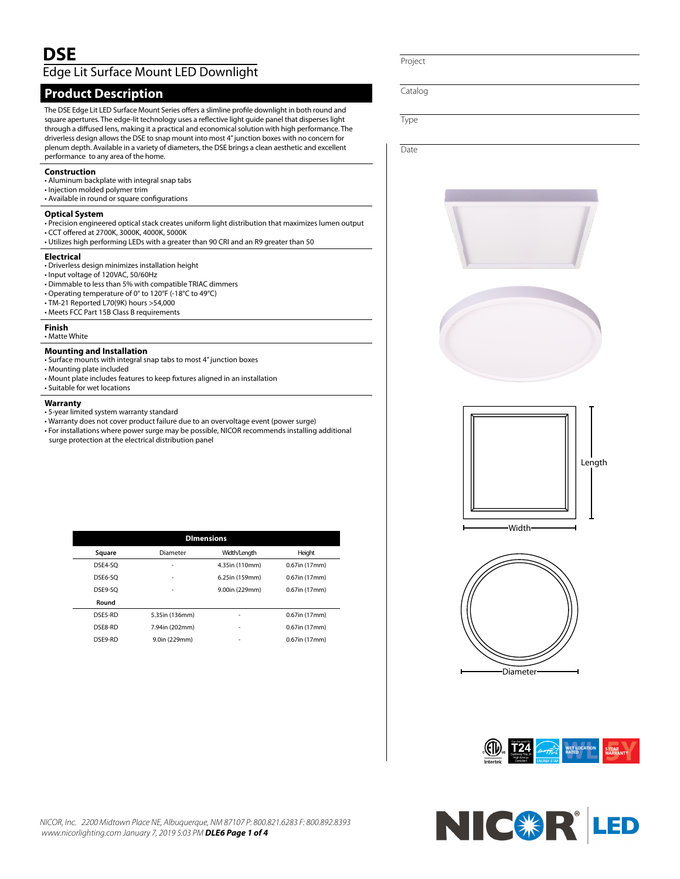# DSE

## Edge Lit Surface Mount LED Downlight

Project

Catalog

Type

Date

## Product Description

The DSE Edge Lit LED Surface Mount Series offers a slimline profile downlight in both round and square apertures. The edge-lit technology uses a reflective light guide panel that disperses light through a diffused lens, making it a practical and economical solution with high performance. The driverless design allows the DSE to snap mount into most 4" junction boxes with no concern for plenum depth. Available in a variety of diameters, the DSE brings a clean aesthetic and excellent performance to any area of the home.

### Construction

- Aluminum backplate with integral snap tabs
- Injection molded polymer trim
- Available in round or square configurations

### Optical System

- Precision engineered optical stack creates uniform light distribution that maximizes lumen output
- CCT offered at 2700K, 3000K, 4000K, 5000K
- Utilizes high performing LEDs with a greater than 90 CRI and an R9 greater than 50

### Electrical

- Driverless design minimizes installation height
- Input voltage of 120VAC, 50/60Hz
- Dimmable to less than 5% with compatible TRIAC dimmers
- Operating temperature of 0° to 120°F (-18°C to 49°C)
- TM-21 Reported L70(9K) hours >54,000
- Meets FCC Part 15B Class B requirements

### Finish

- Matte White

### Mounting and Installation

- Surface mounts with integral snap tabs to most 4" junction boxes
- Mounting plate included
- Mount plate includes features to keep fixtures aligned in an installation
- Suitable for wet locations

### Warranty

- 5-year limited system warranty standard
- Warranty does not cover product failure due to an overvoltage event (power surge)
- For installations where power surge may be possible, NICOR recommends installing additional surge protection at the electrical distribution panel

| Dimensions | | | |
|---|---|---|---|
| **Square** | Diameter | Width/Length | Height |
| DSE4-SQ | - | 4.35in (110mm) | 0.67in (17mm) |
| DSE6-SQ | - | 6.25in (159mm) | 0.67in (17mm) |
| DSE9-SQ | - | 9.00in (229mm) | 0.67in (17mm) |
| **Round** | | | |
| DSE5-RD | 5.35in (136mm) | - | 0.67in (17mm) |
| DSE8-RD | 7.94in (202mm) | - | 0.67in (17mm) |
| DSE9-RD | 9.0in (229mm) | - | 0.67in (17mm) |

Length

Width

Diameter

*NICOR, Inc. 2200 Midtown Place NE, Albuquerque, NM 87107 P: 800.821.6283 F: 800.892.8393 www.nicorlighting.com January 7, 2019 5:03 PM* ***DLE6***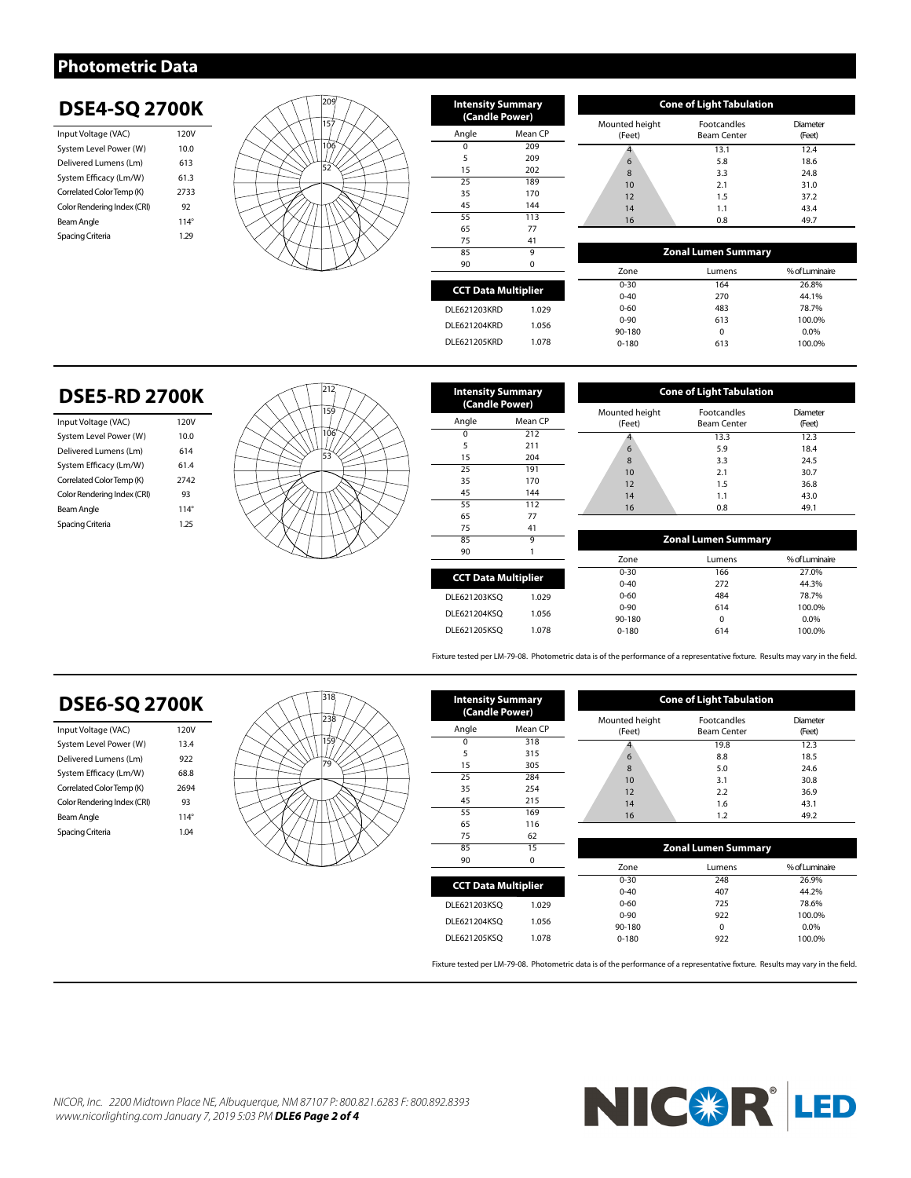# Photometric Data

## DSE4-SQ 2700K

| | |
|---|---|
| Input Voltage (VAC) | 120V |
| System Level Power (W) | 10.0 |
| Delivered Lumens (Lm) | 613 |
| System Efficacy (Lm/W) | 61.3 |
| Correlated Color Temp (K) | 2733 |
| Color Rendering Index (CRI) | 92 |
| Beam Angle | 114° |
| Spacing Criteria | 1.29 |

**Intensity Summary (Candle Power)**

| Angle | Mean CP |
|---|---|
| 0 | 209 |
| 5 | 209 |
| 15 | 202 |
| 25 | 189 |
| 35 | 170 |
| 45 | 144 |
| 55 | 113 |
| 65 | 77 |
| 75 | 41 |
| 85 | 9 |
| 90 | 0 |

**CCT Data Multiplier**

| | |
|---|---|
| DLE621203KRD | 1.029 |
| DLE621204KRD | 1.056 |
| DLE621205KRD | 1.078 |

**Cone of Light Tabulation**

| Mounted height (Feet) | Footcandles Beam Center | Diameter (Feet) |
|---|---|---|
| 4 | 13.1 | 12.4 |
| 6 | 5.8 | 18.6 |
| 8 | 3.3 | 24.8 |
| 10 | 2.1 | 31.0 |
| 12 | 1.5 | 37.2 |
| 14 | 1.1 | 43.4 |
| 16 | 0.8 | 49.7 |

**Zonal Lumen Summary**

| Zone | Lumens | % of Luminaire |
|---|---|---|
| 0-30 | 164 | 26.8% |
| 0-40 | 270 | 44.1% |
| 0-60 | 483 | 78.7% |
| 0-90 | 613 | 100.0% |
| 90-180 | 0 | 0.0% |
| 0-180 | 613 | 100.0% |

## DSE5-RD 2700K

| | |
|---|---|
| Input Voltage (VAC) | 120V |
| System Level Power (W) | 10.0 |
| Delivered Lumens (Lm) | 614 |
| System Efficacy (Lm/W) | 61.4 |
| Correlated Color Temp (K) | 2742 |
| Color Rendering Index (CRI) | 93 |
| Beam Angle | 114° |
| Spacing Criteria | 1.25 |

**Intensity Summary (Candle Power)**

| Angle | Mean CP |
|---|---|
| 0 | 212 |
| 5 | 211 |
| 15 | 204 |
| 25 | 191 |
| 35 | 170 |
| 45 | 144 |
| 55 | 112 |
| 65 | 77 |
| 75 | 41 |
| 85 | 9 |
| 90 | 1 |

**CCT Data Multiplier**

| | |
|---|---|
| DLE621203KSQ | 1.029 |
| DLE621204KSQ | 1.056 |
| DLE621205KSQ | 1.078 |

**Cone of Light Tabulation**

| Mounted height (Feet) | Footcandles Beam Center | Diameter (Feet) |
|---|---|---|
| 4 | 13.3 | 12.3 |
| 6 | 5.9 | 18.4 |
| 8 | 3.3 | 24.5 |
| 10 | 2.1 | 30.7 |
| 12 | 1.5 | 36.8 |
| 14 | 1.1 | 43.0 |
| 16 | 0.8 | 49.1 |

**Zonal Lumen Summary**

| Zone | Lumens | % of Luminaire |
|---|---|---|
| 0-30 | 166 | 27.0% |
| 0-40 | 272 | 44.3% |
| 0-60 | 484 | 78.7% |
| 0-90 | 614 | 100.0% |
| 90-180 | 0 | 0.0% |
| 0-180 | 614 | 100.0% |

Fixture tested per LM-79-08. Photometric data is of the performance of a representative fixture. Results may vary in the field.

## DSE6-SQ 2700K

| | |
|---|---|
| Input Voltage (VAC) | 120V |
| System Level Power (W) | 13.4 |
| Delivered Lumens (Lm) | 922 |
| System Efficacy (Lm/W) | 68.8 |
| Correlated Color Temp (K) | 2694 |
| Color Rendering Index (CRI) | 93 |
| Beam Angle | 114° |
| Spacing Criteria | 1.04 |

**Intensity Summary (Candle Power)**

| Angle | Mean CP |
|---|---|
| 0 | 318 |
| 5 | 315 |
| 15 | 305 |
| 25 | 284 |
| 35 | 254 |
| 45 | 215 |
| 55 | 169 |
| 65 | 116 |
| 75 | 62 |
| 85 | 15 |
| 90 | 0 |

**CCT Data Multiplier**

| | |
|---|---|
| DLE621203KSQ | 1.029 |
| DLE621204KSQ | 1.056 |
| DLE621205KSQ | 1.078 |

**Cone of Light Tabulation**

| Mounted height (Feet) | Footcandles Beam Center | Diameter (Feet) |
|---|---|---|
| 4 | 19.8 | 12.3 |
| 6 | 8.8 | 18.5 |
| 8 | 5.0 | 24.6 |
| 10 | 3.1 | 30.8 |
| 12 | 2.2 | 36.9 |
| 14 | 1.6 | 43.1 |
| 16 | 1.2 | 49.2 |

**Zonal Lumen Summary**

| Zone | Lumens | % of Luminaire |
|---|---|---|
| 0-30 | 248 | 26.9% |
| 0-40 | 407 | 44.2% |
| 0-60 | 725 | 78.6% |
| 0-90 | 922 | 100.0% |
| 90-180 | 0 | 0.0% |
| 0-180 | 922 | 100.0% |

Fixture tested per LM-79-08. Photometric data is of the performance of a representative fixture. Results may vary in the field.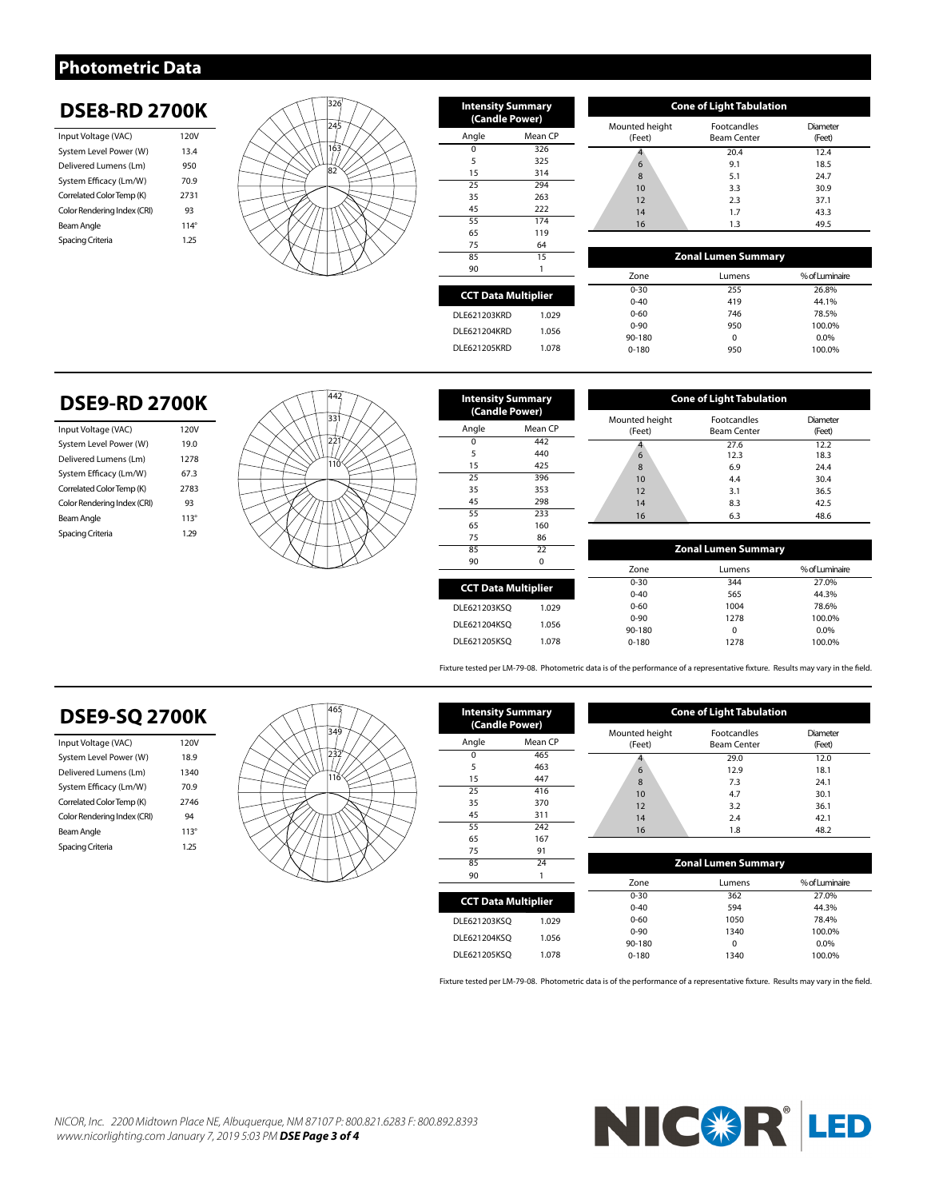# Photometric Data

## DSE8-RD 2700K

| | |
|---|---|
| Input Voltage (VAC) | 120V |
| System Level Power (W) | 13.4 |
| Delivered Lumens (Lm) | 950 |
| System Efficacy (Lm/W) | 70.9 |
| Correlated Color Temp (K) | 2731 |
| Color Rendering Index (CRI) | 93 |
| Beam Angle | 114° |
| Spacing Criteria | 1.25 |

**Intensity Summary (Candle Power)**

| Angle | Mean CP |
|---|---|
| 0 | 326 |
| 5 | 325 |
| 15 | 314 |
| 25 | 294 |
| 35 | 263 |
| 45 | 222 |
| 55 | 174 |
| 65 | 119 |
| 75 | 64 |
| 85 | 15 |
| 90 | 1 |

**CCT Data Multiplier**

| | |
|---|---|
| DLE621203KRD | 1.029 |
| DLE621204KRD | 1.056 |
| DLE621205KRD | 1.078 |

**Cone of Light Tabulation**

| Mounted height (Feet) | Footcandles Beam Center | Diameter (Feet) |
|---|---|---|
| 4 | 20.4 | 12.4 |
| 6 | 9.1 | 18.5 |
| 8 | 5.1 | 24.7 |
| 10 | 3.3 | 30.9 |
| 12 | 2.3 | 37.1 |
| 14 | 1.7 | 43.3 |
| 16 | 1.3 | 49.5 |

**Zonal Lumen Summary**

| Zone | Lumens | % of Luminaire |
|---|---|---|
| 0-30 | 255 | 26.8% |
| 0-40 | 419 | 44.1% |
| 0-60 | 746 | 78.5% |
| 0-90 | 950 | 100.0% |
| 90-180 | 0 | 0.0% |
| 0-180 | 950 | 100.0% |

## DSE9-RD 2700K

| | |
|---|---|
| Input Voltage (VAC) | 120V |
| System Level Power (W) | 19.0 |
| Delivered Lumens (Lm) | 1278 |
| System Efficacy (Lm/W) | 67.3 |
| Correlated Color Temp (K) | 2783 |
| Color Rendering Index (CRI) | 93 |
| Beam Angle | 113° |
| Spacing Criteria | 1.29 |

**Intensity Summary (Candle Power)**

| Angle | Mean CP |
|---|---|
| 0 | 442 |
| 5 | 440 |
| 15 | 425 |
| 25 | 396 |
| 35 | 353 |
| 45 | 298 |
| 55 | 233 |
| 65 | 160 |
| 75 | 86 |
| 85 | 22 |
| 90 | 0 |

**CCT Data Multiplier**

| | |
|---|---|
| DLE621203KSQ | 1.029 |
| DLE621204KSQ | 1.056 |
| DLE621205KSQ | 1.078 |

**Cone of Light Tabulation**

| Mounted height (Feet) | Footcandles Beam Center | Diameter (Feet) |
|---|---|---|
| 4 | 27.6 | 12.2 |
| 6 | 12.3 | 18.3 |
| 8 | 6.9 | 24.4 |
| 10 | 4.4 | 30.4 |
| 12 | 3.1 | 36.5 |
| 14 | 8.3 | 42.5 |
| 16 | 6.3 | 48.6 |

**Zonal Lumen Summary**

| Zone | Lumens | % of Luminaire |
|---|---|---|
| 0-30 | 344 | 27.0% |
| 0-40 | 565 | 44.3% |
| 0-60 | 1004 | 78.6% |
| 0-90 | 1278 | 100.0% |
| 90-180 | 0 | 0.0% |
| 0-180 | 1278 | 100.0% |

Fixture tested per LM-79-08. Photometric data is of the performance of a representative fixture. Results may vary in the field.

## DSE9-SQ 2700K

| | |
|---|---|
| Input Voltage (VAC) | 120V |
| System Level Power (W) | 18.9 |
| Delivered Lumens (Lm) | 1340 |
| System Efficacy (Lm/W) | 70.9 |
| Correlated Color Temp (K) | 2746 |
| Color Rendering Index (CRI) | 94 |
| Beam Angle | 113° |
| Spacing Criteria | 1.25 |

**Intensity Summary (Candle Power)**

| Angle | Mean CP |
|---|---|
| 0 | 465 |
| 5 | 463 |
| 15 | 447 |
| 25 | 416 |
| 35 | 370 |
| 45 | 311 |
| 55 | 242 |
| 65 | 167 |
| 75 | 91 |
| 85 | 24 |
| 90 | 1 |

**CCT Data Multiplier**

| | |
|---|---|
| DLE621203KSQ | 1.029 |
| DLE621204KSQ | 1.056 |
| DLE621205KSQ | 1.078 |

**Cone of Light Tabulation**

| Mounted height (Feet) | Footcandles Beam Center | Diameter (Feet) |
|---|---|---|
| 4 | 29.0 | 12.0 |
| 6 | 12.9 | 18.1 |
| 8 | 7.3 | 24.1 |
| 10 | 4.7 | 30.1 |
| 12 | 3.2 | 36.1 |
| 14 | 2.4 | 42.1 |
| 16 | 1.8 | 48.2 |

**Zonal Lumen Summary**

| Zone | Lumens | % of Luminaire |
|---|---|---|
| 0-30 | 362 | 27.0% |
| 0-40 | 594 | 44.3% |
| 0-60 | 1050 | 78.4% |
| 0-90 | 1340 | 100.0% |
| 90-180 | 0 | 0.0% |
| 0-180 | 1340 | 100.0% |

Fixture tested per LM-79-08. Photometric data is of the performance of a representative fixture. Results may vary in the field.

*NICOR, Inc. 2200 Midtown Place NE, Albuquerque, NM 87107 P: 800.821.6283 F: 800.892.8393 www.nicorlighting.com January 7, 2019 5:03 PM* ***DSE Page 3 of 4***

NICOR® LED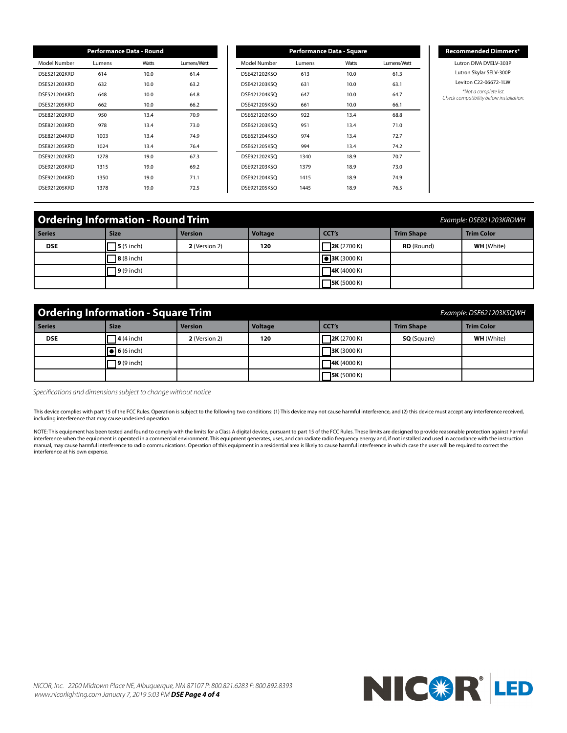## Performance Data - Round

| Model Number | Lumens | Watts | Lumens/Watt |
|---|---|---|---|
| DSE521202KRD | 614 | 10.0 | 61.4 |
| DSE521203KRD | 632 | 10.0 | 63.2 |
| DSE521204KRD | 648 | 10.0 | 64.8 |
| DSE521205KRD | 662 | 10.0 | 66.2 |
| DSE821202KRD | 950 | 13.4 | 70.9 |
| DSE821203KRD | 978 | 13.4 | 73.0 |
| DSE821204KRD | 1003 | 13.4 | 74.9 |
| DSE821205KRD | 1024 | 13.4 | 76.4 |
| DSE921202KRD | 1278 | 19.0 | 67.3 |
| DSE921203KRD | 1315 | 19.0 | 69.2 |
| DSE921204KRD | 1350 | 19.0 | 71.1 |
| DSE921205KRD | 1378 | 19.0 | 72.5 |

## Performance Data - Square

| Model Number | Lumens | Watts | Lumens/Watt |
|---|---|---|---|
| DSE421202KSQ | 613 | 10.0 | 61.3 |
| DSE421203KSQ | 631 | 10.0 | 63.1 |
| DSE421204KSQ | 647 | 10.0 | 64.7 |
| DSE421205KSQ | 661 | 10.0 | 66.1 |
| DSE621202KSQ | 922 | 13.4 | 68.8 |
| DSE621203KSQ | 951 | 13.4 | 71.0 |
| DSE621204KSQ | 974 | 13.4 | 72.7 |
| DSE621205KSQ | 994 | 13.4 | 74.2 |
| DSE921202KSQ | 1340 | 18.9 | 70.7 |
| DSE921203KSQ | 1379 | 18.9 | 73.0 |
| DSE921204KSQ | 1415 | 18.9 | 74.9 |
| DSE921205KSQ | 1445 | 18.9 | 76.5 |

## Recommended Dimmers*

Lutron DIVA DVELV-303P
Lutron Skylar SELV-300P
Leviton C22-06672-1LW

*\*Not a complete list.*
*Check compatibility before installation.*

## Ordering Information - Round Trim

*Example: DSE821203KRDWH*

| Series | Size | Version | Voltage | CCT's | Trim Shape | Trim Color |
|---|---|---|---|---|---|---|
| **DSE** | ☐ **5** (5 inch) | **2** (Version 2) | **120** | ☐ **2K** (2700 K) | **RD** (Round) | **WH** (White) |
| | ☐ **8** (8 inch) | | | ☒ **3K** (3000 K) | | |
| | ☐ **9** (9 inch) | | | ☐ **4K** (4000 K) | | |
| | | | | ☐ **5K** (5000 K) | | |

## Ordering Information - Square Trim

*Example: DSE621203KSQWH*

| Series | Size | Version | Voltage | CCT's | Trim Shape | Trim Color |
|---|---|---|---|---|---|---|
| **DSE** | ☐ **4** (4 inch) | **2** (Version 2) | **120** | ☐ **2K** (2700 K) | **SQ** (Square) | **WH** (White) |
| | ☒ **6** (6 inch) | | | ☐ **3K** (3000 K) | | |
| | ☐ **9** (9 inch) | | | ☐ **4K** (4000 K) | | |
| | | | | ☐ **5K** (5000 K) | | |

*Specifications and dimensions subject to change without notice*

This device complies with part 15 of the FCC Rules. Operation is subject to the following two conditions: (1) This device may not cause harmful interference, and (2) this device must accept any interference received, including interference that may cause undesired operation.

NOTE: This equipment has been tested and found to comply with the limits for a Class A digital device, pursuant to part 15 of the FCC Rules. These limits are designed to provide reasonable protection against harmful interference when the equipment is operated in a commercial environment. This equipment generates, uses, and can radiate radio frequency energy and, if not installed and used in accordance with the instruction manual, may cause harmful interference to radio communications. Operation of this equipment in a residential area is likely to cause harmful interference in which case the user will be required to correct the interference at his own expense.

*NICOR, Inc. 2200 Midtown Place NE, Albuquerque, NM 87107 P: 800.821.6283 F: 800.892.8393*
*www.nicorlighting.com January 7, 2019 5:03 PM* ***DSE Page 4 of 4***

NICOR® LED